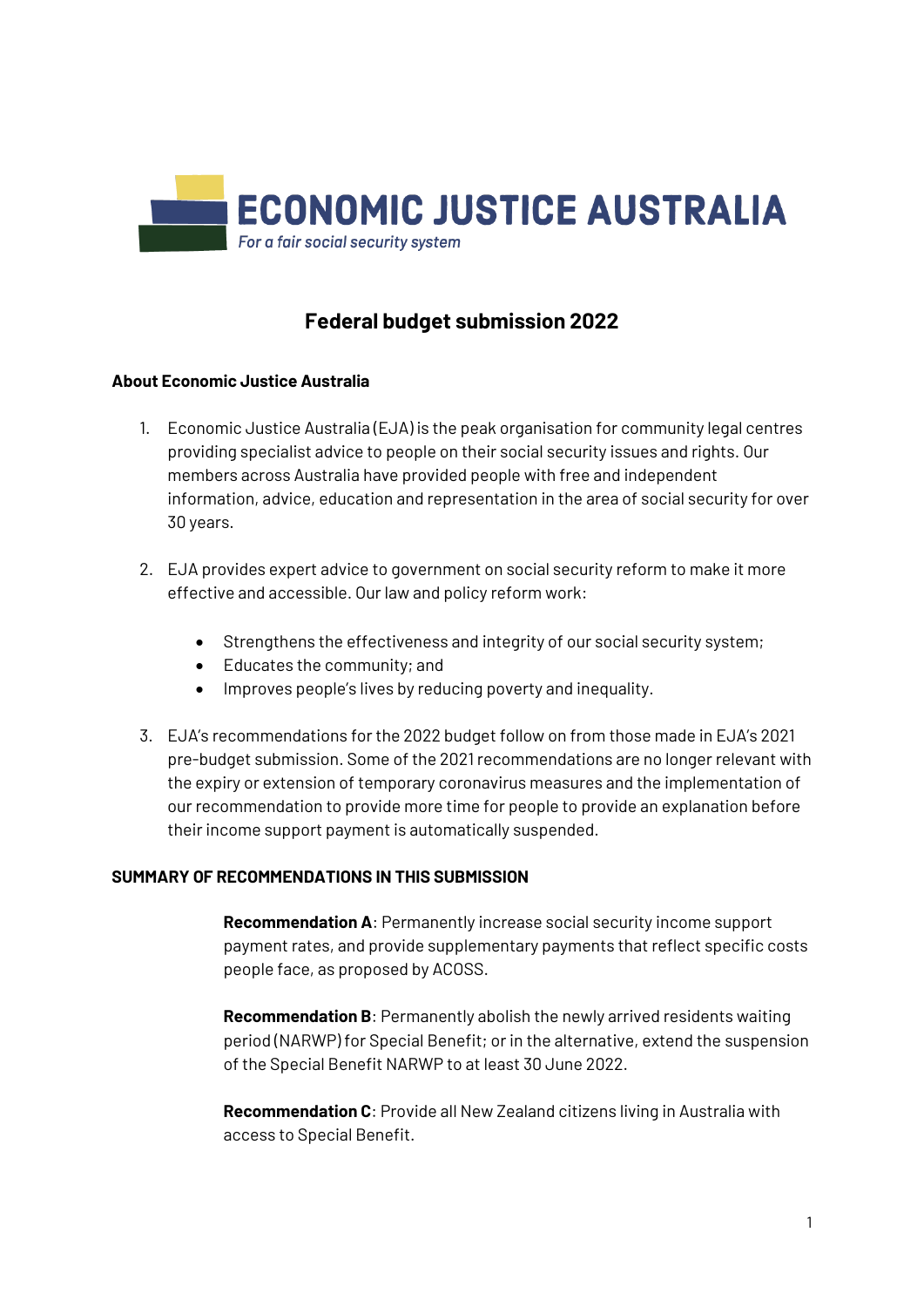ECONOMIC JUSTICE AUSTRALIA

*For a fair social security system*

# Federal budget submission 2022

### About Economic Justice Australia

1. Economic Justice Australia (EJA) is the peak organisation for community legal centres providing specialist advice to people on their social security issues and rights. Our members across Australia have provided people with free and independent information, advice, education and representation in the area of social security for over 30 years.

2. EJA provides expert advice to government on social security reform to make it more effective and accessible. Our law and policy reform work:

   - Strengthens the effectiveness and integrity of our social security system;
   - Educates the community; and
   - Improves people's lives by reducing poverty and inequality.

3. EJA's recommendations for the 2022 budget follow on from those made in EJA's 2021 pre-budget submission. Some of the 2021 recommendations are no longer relevant with the expiry or extension of temporary coronavirus measures and the implementation of our recommendation to provide more time for people to provide an explanation before their income support payment is automatically suspended.

### SUMMARY OF RECOMMENDATIONS IN THIS SUBMISSION

**Recommendation A**: Permanently increase social security income support payment rates, and provide supplementary payments that reflect specific costs people face, as proposed by ACOSS.

**Recommendation B**: Permanently abolish the newly arrived residents waiting period (NARWP) for Special Benefit; or in the alternative, extend the suspension of the Special Benefit NARWP to at least 30 June 2022.

**Recommendation C**: Provide all New Zealand citizens living in Australia with access to Special Benefit.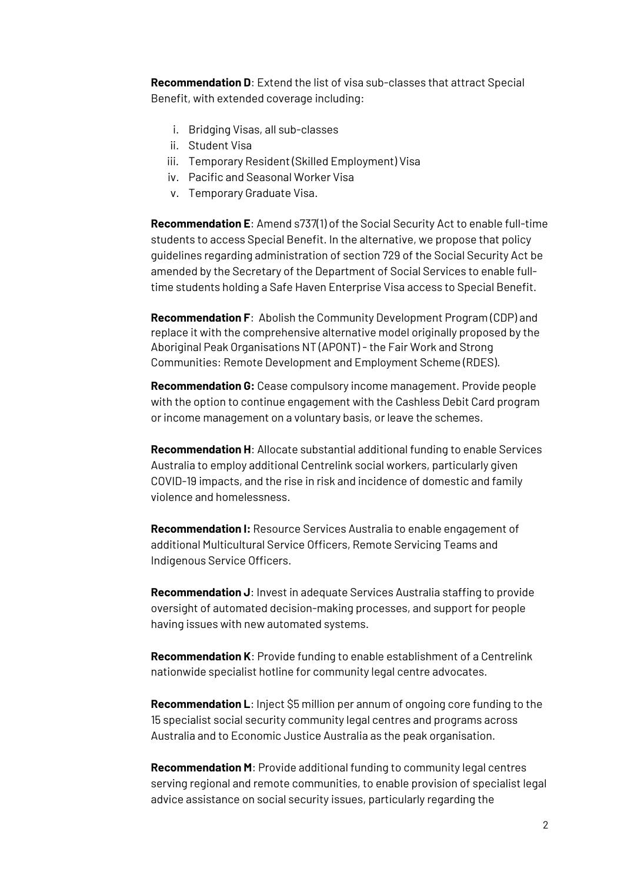**Recommendation D**: Extend the list of visa sub-classes that attract Special Benefit, with extended coverage including:

i. Bridging Visas, all sub-classes
ii. Student Visa
iii. Temporary Resident (Skilled Employment) Visa
iv. Pacific and Seasonal Worker Visa
v. Temporary Graduate Visa.

**Recommendation E**: Amend s737(1) of the Social Security Act to enable full-time students to access Special Benefit. In the alternative, we propose that policy guidelines regarding administration of section 729 of the Social Security Act be amended by the Secretary of the Department of Social Services to enable full-time students holding a Safe Haven Enterprise Visa access to Special Benefit.

**Recommendation F**: Abolish the Community Development Program (CDP) and replace it with the comprehensive alternative model originally proposed by the Aboriginal Peak Organisations NT (APONT) - the Fair Work and Strong Communities: Remote Development and Employment Scheme (RDES).

**Recommendation G:** Cease compulsory income management. Provide people with the option to continue engagement with the Cashless Debit Card program or income management on a voluntary basis, or leave the schemes.

**Recommendation H**: Allocate substantial additional funding to enable Services Australia to employ additional Centrelink social workers, particularly given COVID-19 impacts, and the rise in risk and incidence of domestic and family violence and homelessness.

**Recommendation I:** Resource Services Australia to enable engagement of additional Multicultural Service Officers, Remote Servicing Teams and Indigenous Service Officers.

**Recommendation J**: Invest in adequate Services Australia staffing to provide oversight of automated decision-making processes, and support for people having issues with new automated systems.

**Recommendation K**: Provide funding to enable establishment of a Centrelink nationwide specialist hotline for community legal centre advocates.

**Recommendation L**: Inject $5 million per annum of ongoing core funding to the 15 specialist social security community legal centres and programs across Australia and to Economic Justice Australia as the peak organisation.

**Recommendation M**: Provide additional funding to community legal centres serving regional and remote communities, to enable provision of specialist legal advice assistance on social security issues, particularly regarding the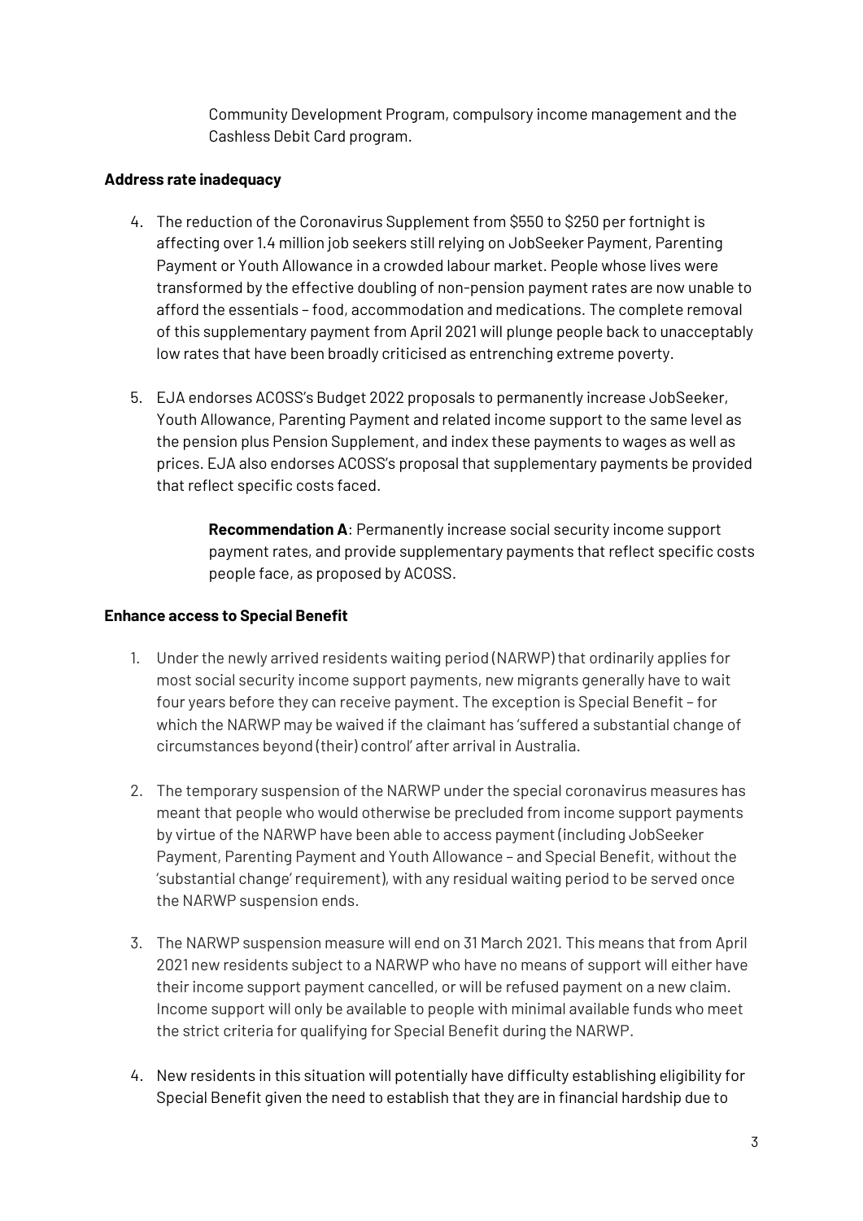Community Development Program, compulsory income management and the Cashless Debit Card program.

**Address rate inadequacy**

4. The reduction of the Coronavirus Supplement from $550 to $250 per fortnight is affecting over 1.4 million job seekers still relying on JobSeeker Payment, Parenting Payment or Youth Allowance in a crowded labour market. People whose lives were transformed by the effective doubling of non-pension payment rates are now unable to afford the essentials – food, accommodation and medications. The complete removal of this supplementary payment from April 2021 will plunge people back to unacceptably low rates that have been broadly criticised as entrenching extreme poverty.

5. EJA endorses ACOSS's Budget 2022 proposals to permanently increase JobSeeker, Youth Allowance, Parenting Payment and related income support to the same level as the pension plus Pension Supplement, and index these payments to wages as well as prices. EJA also endorses ACOSS's proposal that supplementary payments be provided that reflect specific costs faced.

> **Recommendation A**: Permanently increase social security income support payment rates, and provide supplementary payments that reflect specific costs people face, as proposed by ACOSS.

**Enhance access to Special Benefit**

1. Under the newly arrived residents waiting period (NARWP) that ordinarily applies for most social security income support payments, new migrants generally have to wait four years before they can receive payment. The exception is Special Benefit – for which the NARWP may be waived if the claimant has 'suffered a substantial change of circumstances beyond (their) control' after arrival in Australia.

2. The temporary suspension of the NARWP under the special coronavirus measures has meant that people who would otherwise be precluded from income support payments by virtue of the NARWP have been able to access payment (including JobSeeker Payment, Parenting Payment and Youth Allowance – and Special Benefit, without the 'substantial change' requirement), with any residual waiting period to be served once the NARWP suspension ends.

3. The NARWP suspension measure will end on 31 March 2021. This means that from April 2021 new residents subject to a NARWP who have no means of support will either have their income support payment cancelled, or will be refused payment on a new claim. Income support will only be available to people with minimal available funds who meet the strict criteria for qualifying for Special Benefit during the NARWP.

4. New residents in this situation will potentially have difficulty establishing eligibility for Special Benefit given the need to establish that they are in financial hardship due to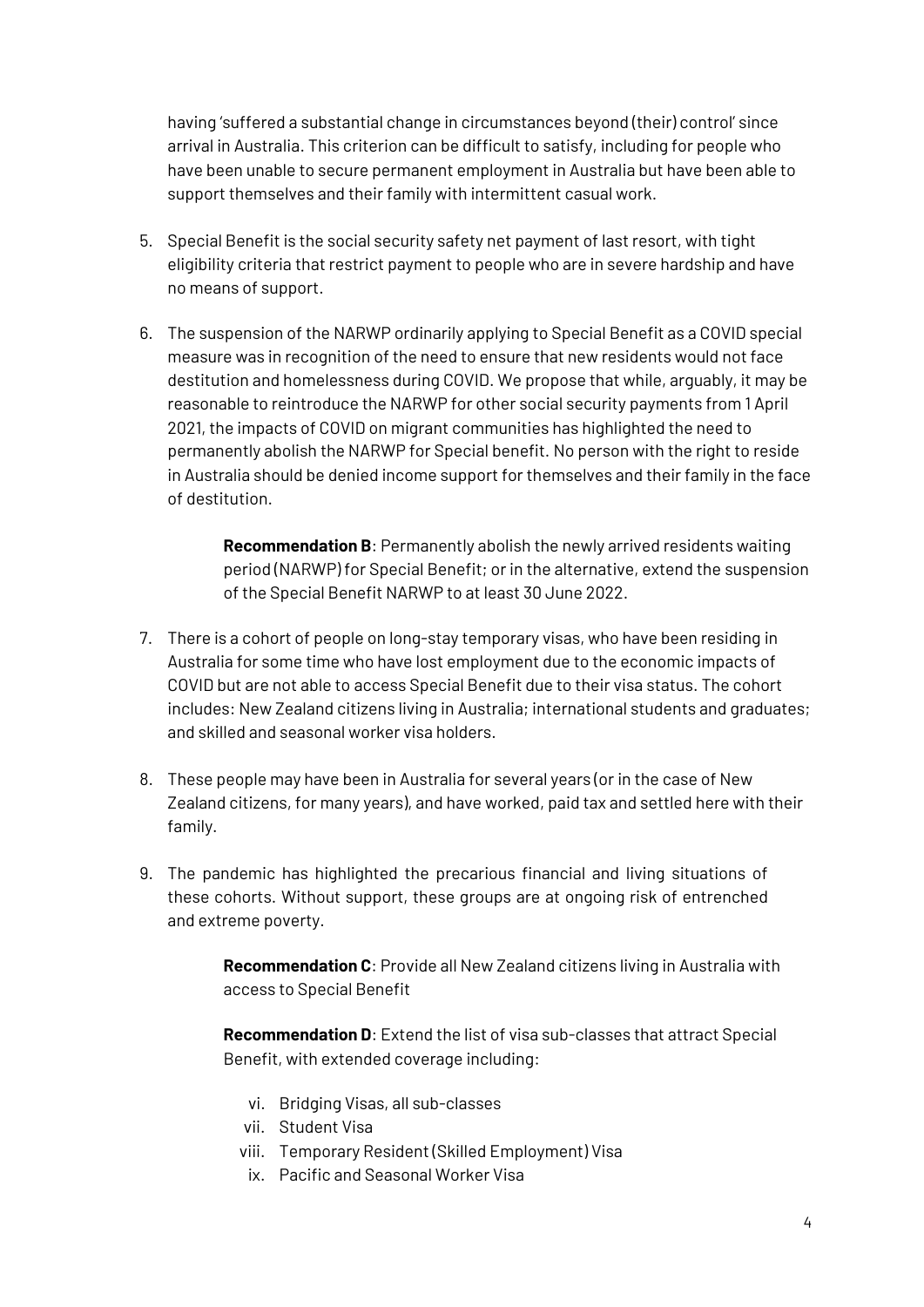having 'suffered a substantial change in circumstances beyond (their) control' since arrival in Australia. This criterion can be difficult to satisfy, including for people who have been unable to secure permanent employment in Australia but have been able to support themselves and their family with intermittent casual work.

5. Special Benefit is the social security safety net payment of last resort, with tight eligibility criteria that restrict payment to people who are in severe hardship and have no means of support.

6. The suspension of the NARWP ordinarily applying to Special Benefit as a COVID special measure was in recognition of the need to ensure that new residents would not face destitution and homelessness during COVID. We propose that while, arguably, it may be reasonable to reintroduce the NARWP for other social security payments from 1 April 2021, the impacts of COVID on migrant communities has highlighted the need to permanently abolish the NARWP for Special benefit. No person with the right to reside in Australia should be denied income support for themselves and their family in the face of destitution.

> **Recommendation B**: Permanently abolish the newly arrived residents waiting period (NARWP) for Special Benefit; or in the alternative, extend the suspension of the Special Benefit NARWP to at least 30 June 2022.

7. There is a cohort of people on long-stay temporary visas, who have been residing in Australia for some time who have lost employment due to the economic impacts of COVID but are not able to access Special Benefit due to their visa status. The cohort includes: New Zealand citizens living in Australia; international students and graduates; and skilled and seasonal worker visa holders.

8. These people may have been in Australia for several years (or in the case of New Zealand citizens, for many years), and have worked, paid tax and settled here with their family.

9. The pandemic has highlighted the precarious financial and living situations of these cohorts. Without support, these groups are at ongoing risk of entrenched and extreme poverty.

> **Recommendation C**: Provide all New Zealand citizens living in Australia with access to Special Benefit
>
> **Recommendation D**: Extend the list of visa sub-classes that attract Special Benefit, with extended coverage including:
>
> vi. Bridging Visas, all sub-classes
> vii. Student Visa
> viii. Temporary Resident (Skilled Employment) Visa
> ix. Pacific and Seasonal Worker Visa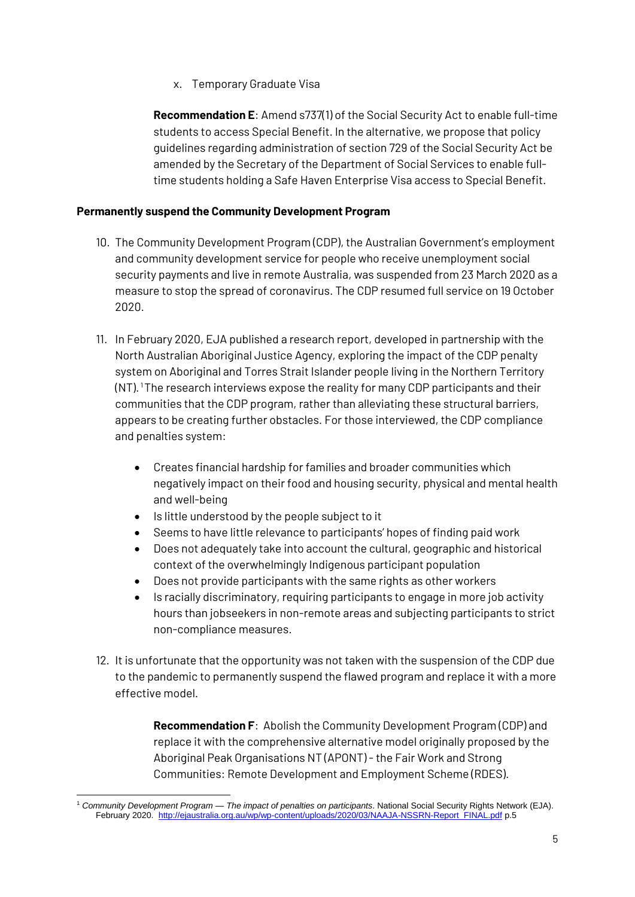x. Temporary Graduate Visa

**Recommendation E**: Amend s737(1) of the Social Security Act to enable full-time students to access Special Benefit. In the alternative, we propose that policy guidelines regarding administration of section 729 of the Social Security Act be amended by the Secretary of the Department of Social Services to enable full-time students holding a Safe Haven Enterprise Visa access to Special Benefit.

**Permanently suspend the Community Development Program**

10. The Community Development Program (CDP), the Australian Government's employment and community development service for people who receive unemployment social security payments and live in remote Australia, was suspended from 23 March 2020 as a measure to stop the spread of coronavirus. The CDP resumed full service on 19 October 2020.

11. In February 2020, EJA published a research report, developed in partnership with the North Australian Aboriginal Justice Agency, exploring the impact of the CDP penalty system on Aboriginal and Torres Strait Islander people living in the Northern Territory (NT).[1] The research interviews expose the reality for many CDP participants and their communities that the CDP program, rather than alleviating these structural barriers, appears to be creating further obstacles. For those interviewed, the CDP compliance and penalties system:

    - Creates financial hardship for families and broader communities which negatively impact on their food and housing security, physical and mental health and well-being
    - Is little understood by the people subject to it
    - Seems to have little relevance to participants' hopes of finding paid work
    - Does not adequately take into account the cultural, geographic and historical context of the overwhelmingly Indigenous participant population
    - Does not provide participants with the same rights as other workers
    - Is racially discriminatory, requiring participants to engage in more job activity hours than jobseekers in non-remote areas and subjecting participants to strict non-compliance measures.

12. It is unfortunate that the opportunity was not taken with the suspension of the CDP due to the pandemic to permanently suspend the flawed program and replace it with a more effective model.

**Recommendation F**: Abolish the Community Development Program (CDP) and replace it with the comprehensive alternative model originally proposed by the Aboriginal Peak Organisations NT (APONT) - the Fair Work and Strong Communities: Remote Development and Employment Scheme (RDES).

---

[1] *Community Development Program — The impact of penalties on participants*. National Social Security Rights Network (EJA). February 2020. http://ejaustralia.org.au/wp/wp-content/uploads/2020/03/NAAJA-NSSRN-Report_FINAL.pdf p.5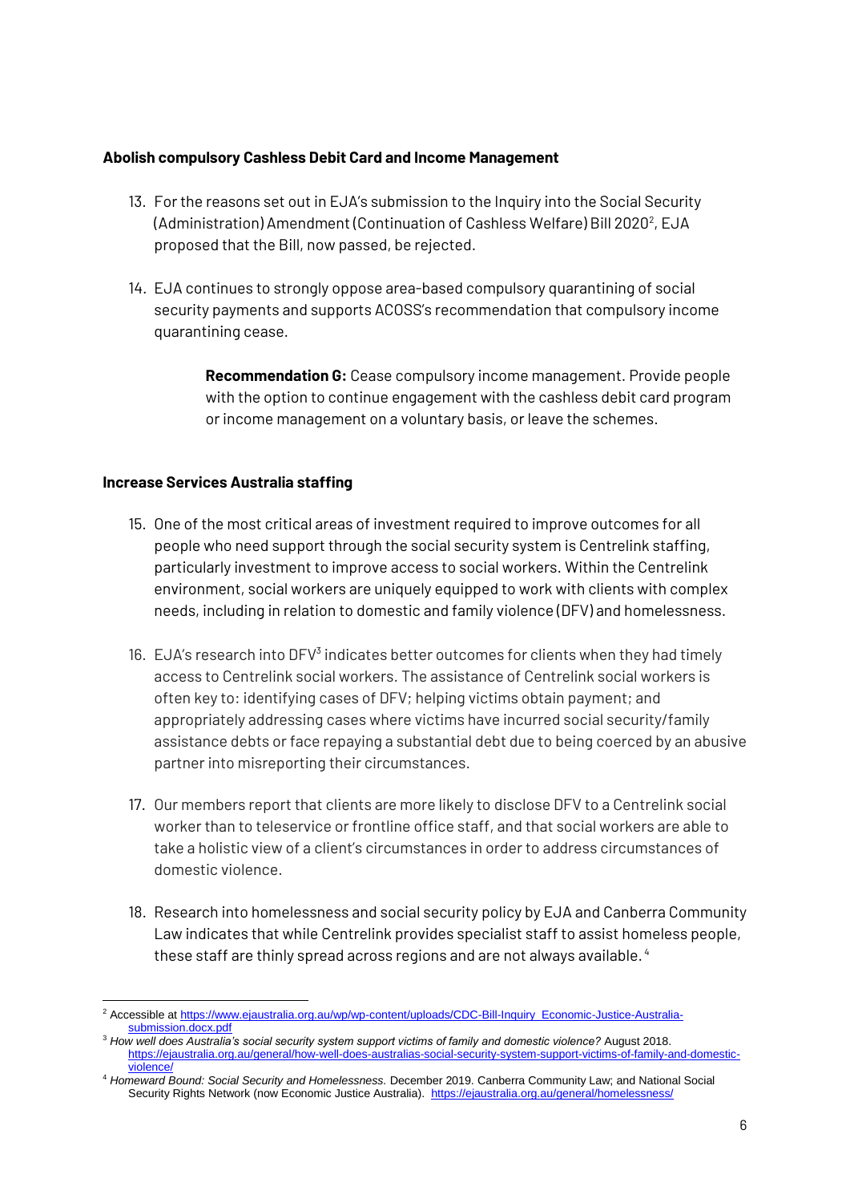**Abolish compulsory Cashless Debit Card and Income Management**

13. For the reasons set out in EJA's submission to the Inquiry into the Social Security (Administration) Amendment (Continuation of Cashless Welfare) Bill 2020[2], EJA proposed that the Bill, now passed, be rejected.

14. EJA continues to strongly oppose area-based compulsory quarantining of social security payments and supports ACOSS's recommendation that compulsory income quarantining cease.

> **Recommendation G:** Cease compulsory income management. Provide people with the option to continue engagement with the cashless debit card program or income management on a voluntary basis, or leave the schemes.

**Increase Services Australia staffing**

15. One of the most critical areas of investment required to improve outcomes for all people who need support through the social security system is Centrelink staffing, particularly investment to improve access to social workers. Within the Centrelink environment, social workers are uniquely equipped to work with clients with complex needs, including in relation to domestic and family violence (DFV) and homelessness.

16. EJA's research into DFV[3] indicates better outcomes for clients when they had timely access to Centrelink social workers. The assistance of Centrelink social workers is often key to: identifying cases of DFV; helping victims obtain payment; and appropriately addressing cases where victims have incurred social security/family assistance debts or face repaying a substantial debt due to being coerced by an abusive partner into misreporting their circumstances.

17. Our members report that clients are more likely to disclose DFV to a Centrelink social worker than to teleservice or frontline office staff, and that social workers are able to take a holistic view of a client's circumstances in order to address circumstances of domestic violence.

18. Research into homelessness and social security policy by EJA and Canberra Community Law indicates that while Centrelink provides specialist staff to assist homeless people, these staff are thinly spread across regions and are not always available.[4]

---

[2] Accessible at https://www.ejaustralia.org.au/wp/wp-content/uploads/CDC-Bill-Inquiry_Economic-Justice-Australia-submission.docx.pdf

[3] *How well does Australia's social security system support victims of family and domestic violence?* August 2018. https://ejaustralia.org.au/general/how-well-does-australias-social-security-system-support-victims-of-family-and-domestic-violence/

[4] *Homeward Bound: Social Security and Homelessness.* December 2019. Canberra Community Law; and National Social Security Rights Network (now Economic Justice Australia). https://ejaustralia.org.au/general/homelessness/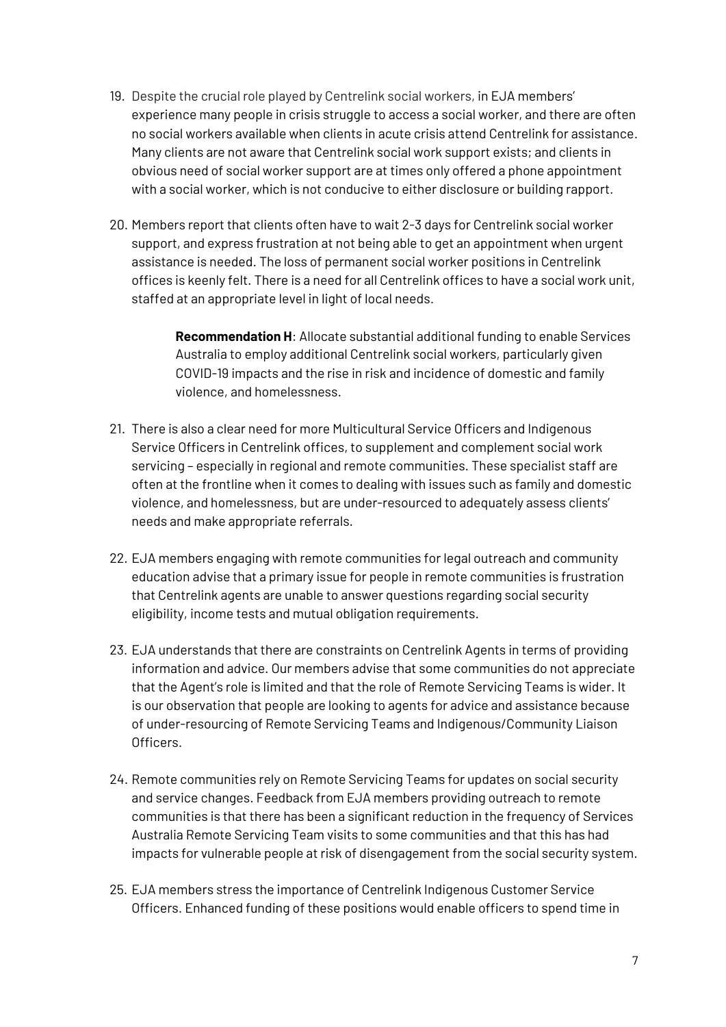19. Despite the crucial role played by Centrelink social workers, in EJA members' experience many people in crisis struggle to access a social worker, and there are often no social workers available when clients in acute crisis attend Centrelink for assistance. Many clients are not aware that Centrelink social work support exists; and clients in obvious need of social worker support are at times only offered a phone appointment with a social worker, which is not conducive to either disclosure or building rapport.

20. Members report that clients often have to wait 2-3 days for Centrelink social worker support, and express frustration at not being able to get an appointment when urgent assistance is needed. The loss of permanent social worker positions in Centrelink offices is keenly felt. There is a need for all Centrelink offices to have a social work unit, staffed at an appropriate level in light of local needs.

> **Recommendation H**: Allocate substantial additional funding to enable Services Australia to employ additional Centrelink social workers, particularly given COVID-19 impacts and the rise in risk and incidence of domestic and family violence, and homelessness.

21. There is also a clear need for more Multicultural Service Officers and Indigenous Service Officers in Centrelink offices, to supplement and complement social work servicing – especially in regional and remote communities. These specialist staff are often at the frontline when it comes to dealing with issues such as family and domestic violence, and homelessness, but are under-resourced to adequately assess clients' needs and make appropriate referrals.

22. EJA members engaging with remote communities for legal outreach and community education advise that a primary issue for people in remote communities is frustration that Centrelink agents are unable to answer questions regarding social security eligibility, income tests and mutual obligation requirements.

23. EJA understands that there are constraints on Centrelink Agents in terms of providing information and advice. Our members advise that some communities do not appreciate that the Agent's role is limited and that the role of Remote Servicing Teams is wider. It is our observation that people are looking to agents for advice and assistance because of under-resourcing of Remote Servicing Teams and Indigenous/Community Liaison Officers.

24. Remote communities rely on Remote Servicing Teams for updates on social security and service changes. Feedback from EJA members providing outreach to remote communities is that there has been a significant reduction in the frequency of Services Australia Remote Servicing Team visits to some communities and that this has had impacts for vulnerable people at risk of disengagement from the social security system.

25. EJA members stress the importance of Centrelink Indigenous Customer Service Officers. Enhanced funding of these positions would enable officers to spend time in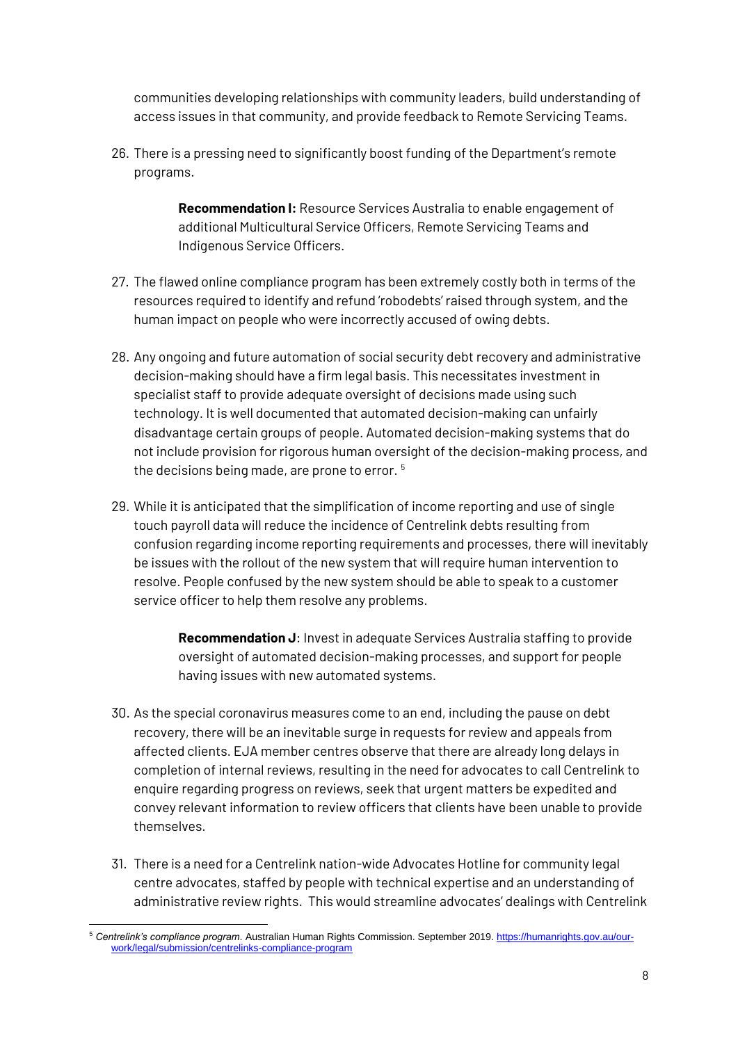communities developing relationships with community leaders, build understanding of access issues in that community, and provide feedback to Remote Servicing Teams.

26. There is a pressing need to significantly boost funding of the Department's remote programs.

> **Recommendation I:** Resource Services Australia to enable engagement of additional Multicultural Service Officers, Remote Servicing Teams and Indigenous Service Officers.

27. The flawed online compliance program has been extremely costly both in terms of the resources required to identify and refund 'robodebts' raised through system, and the human impact on people who were incorrectly accused of owing debts.

28. Any ongoing and future automation of social security debt recovery and administrative decision-making should have a firm legal basis. This necessitates investment in specialist staff to provide adequate oversight of decisions made using such technology. It is well documented that automated decision-making can unfairly disadvantage certain groups of people. Automated decision-making systems that do not include provision for rigorous human oversight of the decision-making process, and the decisions being made, are prone to error. [5]

29. While it is anticipated that the simplification of income reporting and use of single touch payroll data will reduce the incidence of Centrelink debts resulting from confusion regarding income reporting requirements and processes, there will inevitably be issues with the rollout of the new system that will require human intervention to resolve. People confused by the new system should be able to speak to a customer service officer to help them resolve any problems.

> **Recommendation J**: Invest in adequate Services Australia staffing to provide oversight of automated decision-making processes, and support for people having issues with new automated systems.

30. As the special coronavirus measures come to an end, including the pause on debt recovery, there will be an inevitable surge in requests for review and appeals from affected clients. EJA member centres observe that there are already long delays in completion of internal reviews, resulting in the need for advocates to call Centrelink to enquire regarding progress on reviews, seek that urgent matters be expedited and convey relevant information to review officers that clients have been unable to provide themselves.

31. There is a need for a Centrelink nation-wide Advocates Hotline for community legal centre advocates, staffed by people with technical expertise and an understanding of administrative review rights. This would streamline advocates' dealings with Centrelink

---

[5] *Centrelink's compliance program*. Australian Human Rights Commission. September 2019. https://humanrights.gov.au/our-work/legal/submission/centrelinks-compliance-program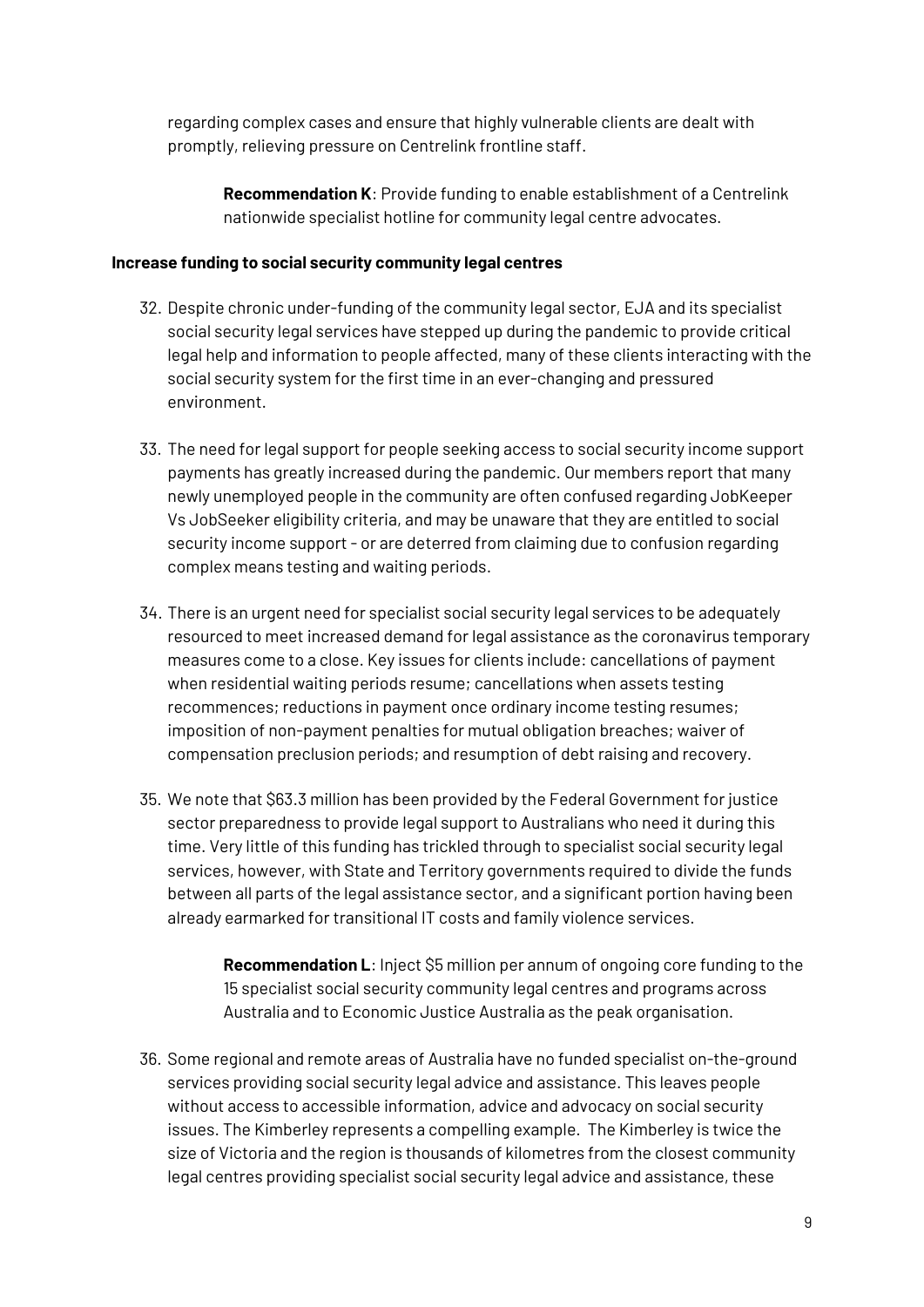regarding complex cases and ensure that highly vulnerable clients are dealt with promptly, relieving pressure on Centrelink frontline staff.

> **Recommendation K**: Provide funding to enable establishment of a Centrelink nationwide specialist hotline for community legal centre advocates.

**Increase funding to social security community legal centres**

32. Despite chronic under-funding of the community legal sector, EJA and its specialist social security legal services have stepped up during the pandemic to provide critical legal help and information to people affected, many of these clients interacting with the social security system for the first time in an ever-changing and pressured environment.

33. The need for legal support for people seeking access to social security income support payments has greatly increased during the pandemic. Our members report that many newly unemployed people in the community are often confused regarding JobKeeper Vs JobSeeker eligibility criteria, and may be unaware that they are entitled to social security income support - or are deterred from claiming due to confusion regarding complex means testing and waiting periods.

34. There is an urgent need for specialist social security legal services to be adequately resourced to meet increased demand for legal assistance as the coronavirus temporary measures come to a close. Key issues for clients include: cancellations of payment when residential waiting periods resume; cancellations when assets testing recommences; reductions in payment once ordinary income testing resumes; imposition of non-payment penalties for mutual obligation breaches; waiver of compensation preclusion periods; and resumption of debt raising and recovery.

35. We note that $63.3 million has been provided by the Federal Government for justice sector preparedness to provide legal support to Australians who need it during this time. Very little of this funding has trickled through to specialist social security legal services, however, with State and Territory governments required to divide the funds between all parts of the legal assistance sector, and a significant portion having been already earmarked for transitional IT costs and family violence services.

> **Recommendation L**: Inject $5 million per annum of ongoing core funding to the 15 specialist social security community legal centres and programs across Australia and to Economic Justice Australia as the peak organisation.

36. Some regional and remote areas of Australia have no funded specialist on-the-ground services providing social security legal advice and assistance. This leaves people without access to accessible information, advice and advocacy on social security issues. The Kimberley represents a compelling example. The Kimberley is twice the size of Victoria and the region is thousands of kilometres from the closest community legal centres providing specialist social security legal advice and assistance, these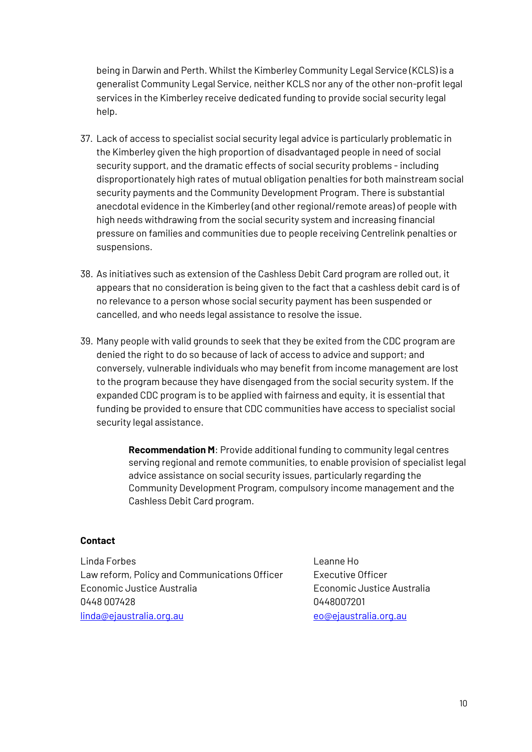being in Darwin and Perth. Whilst the Kimberley Community Legal Service (KCLS) is a generalist Community Legal Service, neither KCLS nor any of the other non-profit legal services in the Kimberley receive dedicated funding to provide social security legal help.

37. Lack of access to specialist social security legal advice is particularly problematic in the Kimberley given the high proportion of disadvantaged people in need of social security support, and the dramatic effects of social security problems - including disproportionately high rates of mutual obligation penalties for both mainstream social security payments and the Community Development Program. There is substantial anecdotal evidence in the Kimberley (and other regional/remote areas) of people with high needs withdrawing from the social security system and increasing financial pressure on families and communities due to people receiving Centrelink penalties or suspensions.

38. As initiatives such as extension of the Cashless Debit Card program are rolled out, it appears that no consideration is being given to the fact that a cashless debit card is of no relevance to a person whose social security payment has been suspended or cancelled, and who needs legal assistance to resolve the issue.

39. Many people with valid grounds to seek that they be exited from the CDC program are denied the right to do so because of lack of access to advice and support; and conversely, vulnerable individuals who may benefit from income management are lost to the program because they have disengaged from the social security system. If the expanded CDC program is to be applied with fairness and equity, it is essential that funding be provided to ensure that CDC communities have access to specialist social security legal assistance.

> **Recommendation M**: Provide additional funding to community legal centres serving regional and remote communities, to enable provision of specialist legal advice assistance on social security issues, particularly regarding the Community Development Program, compulsory income management and the Cashless Debit Card program.

**Contact**

Linda Forbes
Law reform, Policy and Communications Officer
Economic Justice Australia
0448 007428
linda@ejaustralia.org.au

Leanne Ho
Executive Officer
Economic Justice Australia
0448007201
eo@ejaustralia.org.au